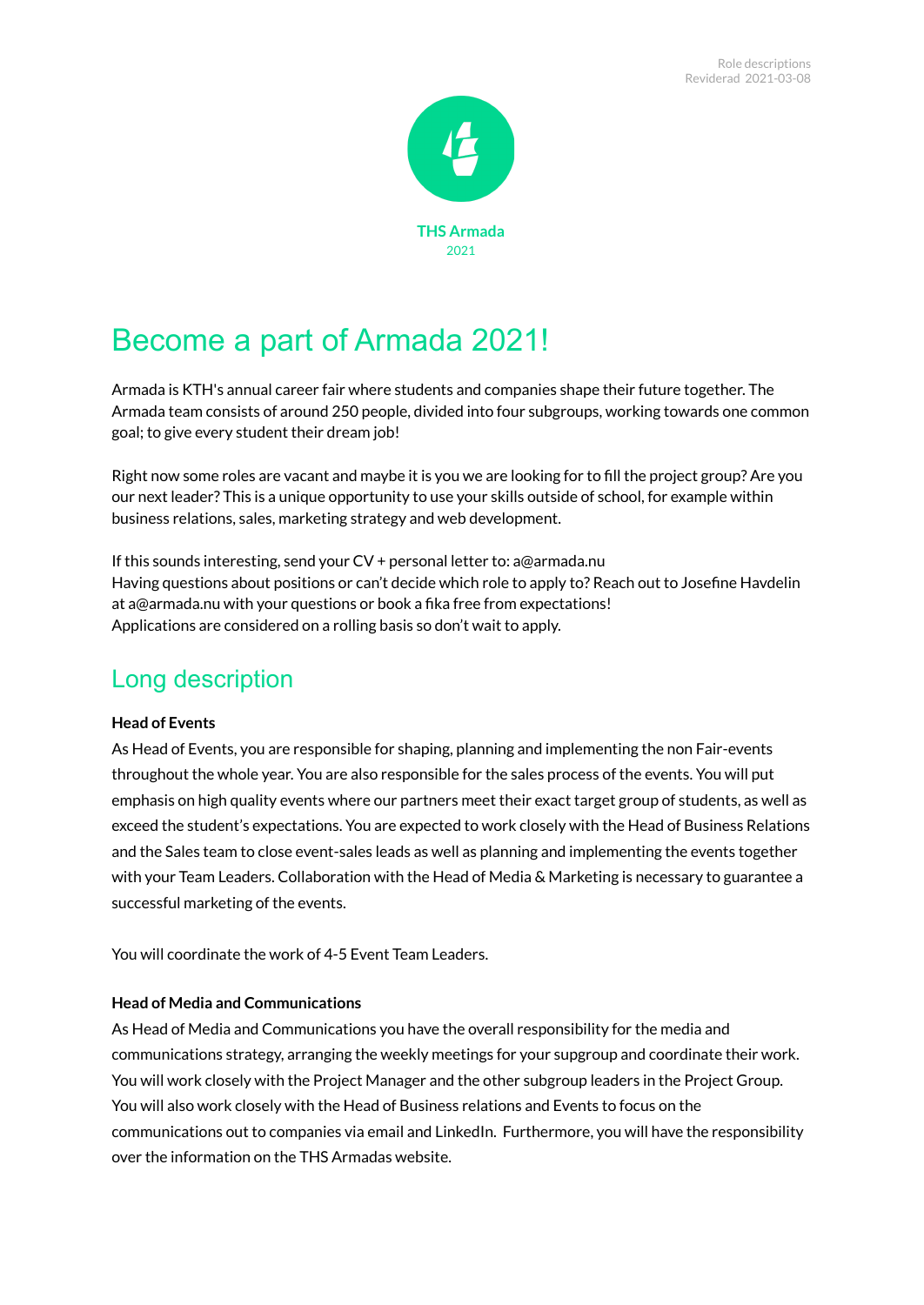Role descriptions
Reviderad 2021-03-08

**THS Armada**
2021

# Become a part of Armada 2021!

Armada is KTH's annual career fair where students and companies shape their future together. The Armada team consists of around 250 people, divided into four subgroups, working towards one common goal; to give every student their dream job!

Right now some roles are vacant and maybe it is you we are looking for to fill the project group? Are you our next leader? This is a unique opportunity to use your skills outside of school, for example within business relations, sales, marketing strategy and web development.

If this sounds interesting, send your CV + personal letter to: a@armada.nu
Having questions about positions or can't decide which role to apply to? Reach out to Josefine Havdelin at a@armada.nu with your questions or book a fika free from expectations!
Applications are considered on a rolling basis so don't wait to apply.

## Long description

**Head of Events**

As Head of Events, you are responsible for shaping, planning and implementing the non Fair-events throughout the whole year. You are also responsible for the sales process of the events. You will put emphasis on high quality events where our partners meet their exact target group of students, as well as exceed the student's expectations. You are expected to work closely with the Head of Business Relations and the Sales team to close event-sales leads as well as planning and implementing the events together with your Team Leaders. Collaboration with the Head of Media & Marketing is necessary to guarantee a successful marketing of the events.

You will coordinate the work of 4-5 Event Team Leaders.

**Head of Media and Communications**

As Head of Media and Communications you have the overall responsibility for the media and communications strategy, arranging the weekly meetings for your supgroup and coordinate their work. You will work closely with the Project Manager and the other subgroup leaders in the Project Group. You will also work closely with the Head of Business relations and Events to focus on the communications out to companies via email and LinkedIn. Furthermore, you will have the responsibility over the information on the THS Armadas website.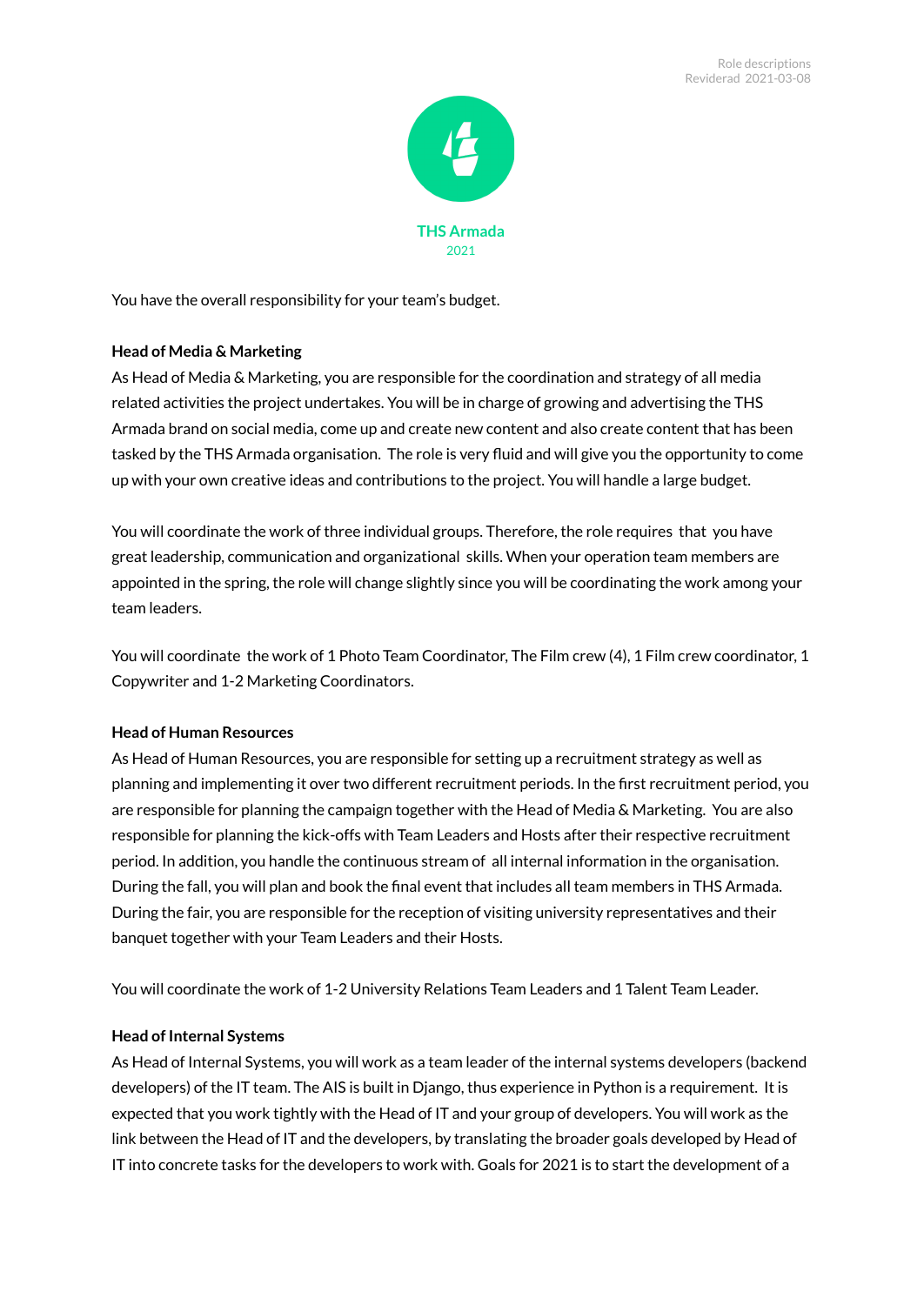You have the overall responsibility for your team's budget.

**Head of Media & Marketing**

As Head of Media & Marketing, you are responsible for the coordination and strategy of all media related activities the project undertakes. You will be in charge of growing and advertising the THS Armada brand on social media, come up and create new content and also create content that has been tasked by the THS Armada organisation. The role is very fluid and will give you the opportunity to come up with your own creative ideas and contributions to the project. You will handle a large budget.

You will coordinate the work of three individual groups. Therefore, the role requires that you have great leadership, communication and organizational skills. When your operation team members are appointed in the spring, the role will change slightly since you will be coordinating the work among your team leaders.

You will coordinate the work of 1 Photo Team Coordinator, The Film crew (4), 1 Film crew coordinator, 1 Copywriter and 1-2 Marketing Coordinators.

**Head of Human Resources**

As Head of Human Resources, you are responsible for setting up a recruitment strategy as well as planning and implementing it over two different recruitment periods. In the first recruitment period, you are responsible for planning the campaign together with the Head of Media & Marketing. You are also responsible for planning the kick-offs with Team Leaders and Hosts after their respective recruitment period. In addition, you handle the continuous stream of all internal information in the organisation. During the fall, you will plan and book the final event that includes all team members in THS Armada. During the fair, you are responsible for the reception of visiting university representatives and their banquet together with your Team Leaders and their Hosts.

You will coordinate the work of 1-2 University Relations Team Leaders and 1 Talent Team Leader.

**Head of Internal Systems**

As Head of Internal Systems, you will work as a team leader of the internal systems developers (backend developers) of the IT team. The AIS is built in Django, thus experience in Python is a requirement. It is expected that you work tightly with the Head of IT and your group of developers. You will work as the link between the Head of IT and the developers, by translating the broader goals developed by Head of IT into concrete tasks for the developers to work with. Goals for 2021 is to start the development of a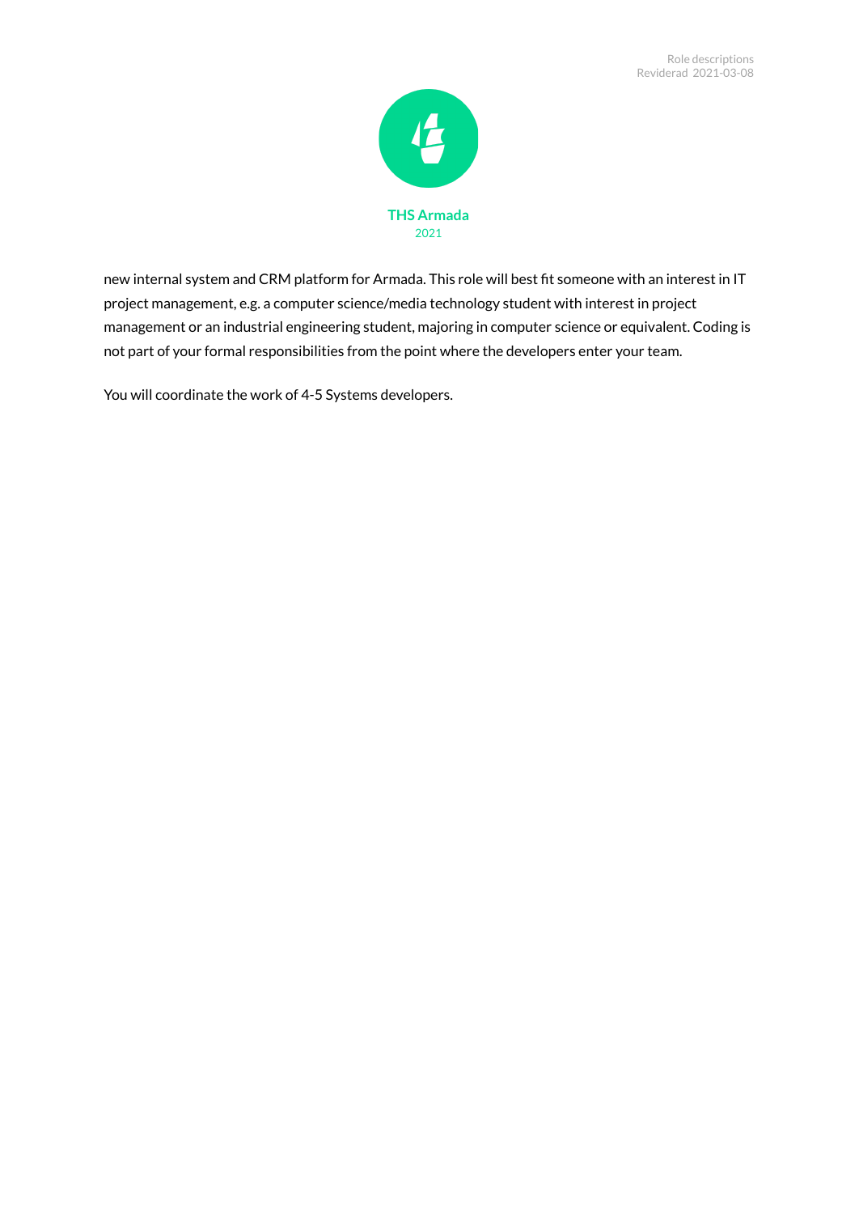new internal system and CRM platform for Armada. This role will best fit someone with an interest in IT project management, e.g. a computer science/media technology student with interest in project management or an industrial engineering student, majoring in computer science or equivalent. Coding is not part of your formal responsibilities from the point where the developers enter your team.

You will coordinate the work of 4-5 Systems developers.